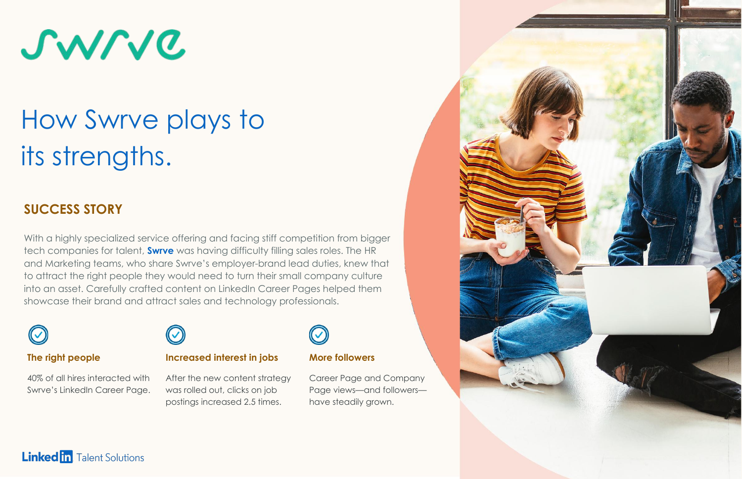Swrve

# How Swrve plays to its strengths.

## SUCCESS STORY

With a highly specialized service offering and facing stiff competition from bigger tech companies for talent, **Swrve** was having difficulty filling sales roles. The HR and Marketing teams, who share Swrve's employer-brand lead duties, knew that to attract the right people they would need to turn their small company culture into an asset. Carefully crafted content on LinkedIn Career Pages helped them showcase their brand and attract sales and technology professionals.

### The right people

40% of all hires interacted with Swrve's LinkedIn Career Page.

### Increased interest in jobs

After the new content strategy was rolled out, clicks on job postings increased 2.5 times.

### More followers

Career Page and Company Page views—and followers—have steadily grown.

LinkedIn Talent Solutions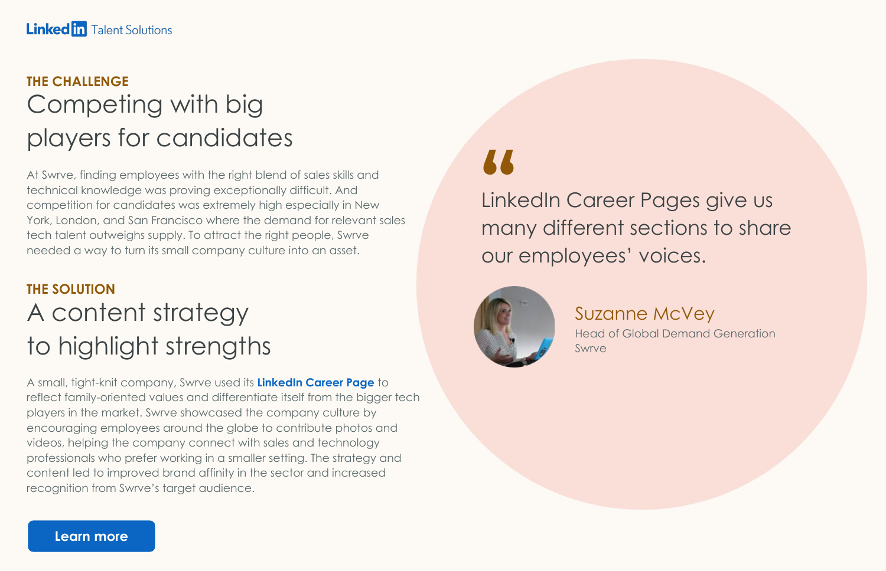LinkedIn Talent Solutions

## THE CHALLENGE

# Competing with big players for candidates

At Swrve, finding employees with the right blend of sales skills and technical knowledge was proving exceptionally difficult. And competition for candidates was extremely high especially in New York, London, and San Francisco where the demand for relevant sales tech talent outweighs supply. To attract the right people, Swrve needed a way to turn its small company culture into an asset.

## THE SOLUTION

# A content strategy to highlight strengths

A small, tight-knit company, Swrve used its **LinkedIn Career Page** to reflect family-oriented values and differentiate itself from the bigger tech players in the market. Swrve showcased the company culture by encouraging employees around the globe to contribute photos and videos, helping the company connect with sales and technology professionals who prefer working in a smaller setting. The strategy and content led to improved brand affinity in the sector and increased recognition from Swrve's target audience.

> LinkedIn Career Pages give us many different sections to share our employees' voices.

Suzanne McVey
Head of Global Demand Generation
Swrve

Learn more